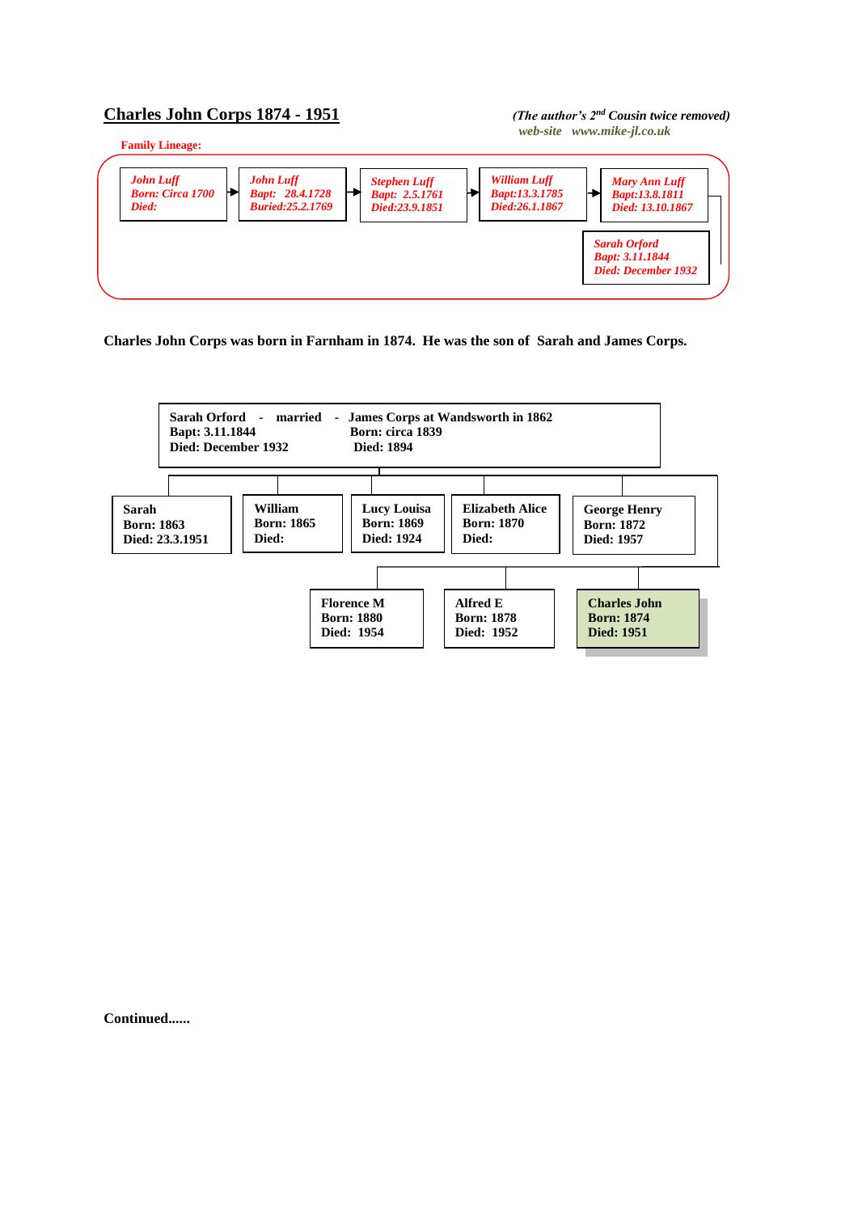# Charles John Corps 1874 - 1951

*(The author's 2nd Cousin twice removed)*
*web-site www.mike-jl.co.uk*

**Family Lineage:**

*John Luff*
*Born: Circa 1700*
*Died:*

→

*John Luff*
*Bapt: 28.4.1728*
*Buried:25.2.1769*

→

*Stephen Luff*
*Bapt: 2.5.1761*
*Died:23.9.1851*

→

*William Luff*
*Bapt:13.3.1785*
*Died:26.1.1867*

→

*Mary Ann Luff*
*Bapt:13.8.1811*
*Died: 13.10.1867*

→

*Sarah Orford*
*Bapt: 3.11.1844*
*Died: December 1932*

**Charles John Corps was born in Farnham in 1874. He was the son of Sarah and James Corps.**

**Sarah Orford - married - James Corps at Wandsworth in 1862**
**Bapt: 3.11.1844 — Born: circa 1839**
**Died: December 1932 — Died: 1894**

Children:

| Name | Born | Died |
|---|---|---|
| **Sarah** | **1863** | **23.3.1951** |
| **William** | **1865** | |
| **Lucy Louisa** | **1869** | **1924** |
| **Elizabeth Alice** | **1870** | |
| **George Henry** | **1872** | **1957** |
| **Florence M** | **1880** | **1954** |
| **Alfred E** | **1878** | **1952** |
| **Charles John** | **1874** | **1951** |

**Continued......**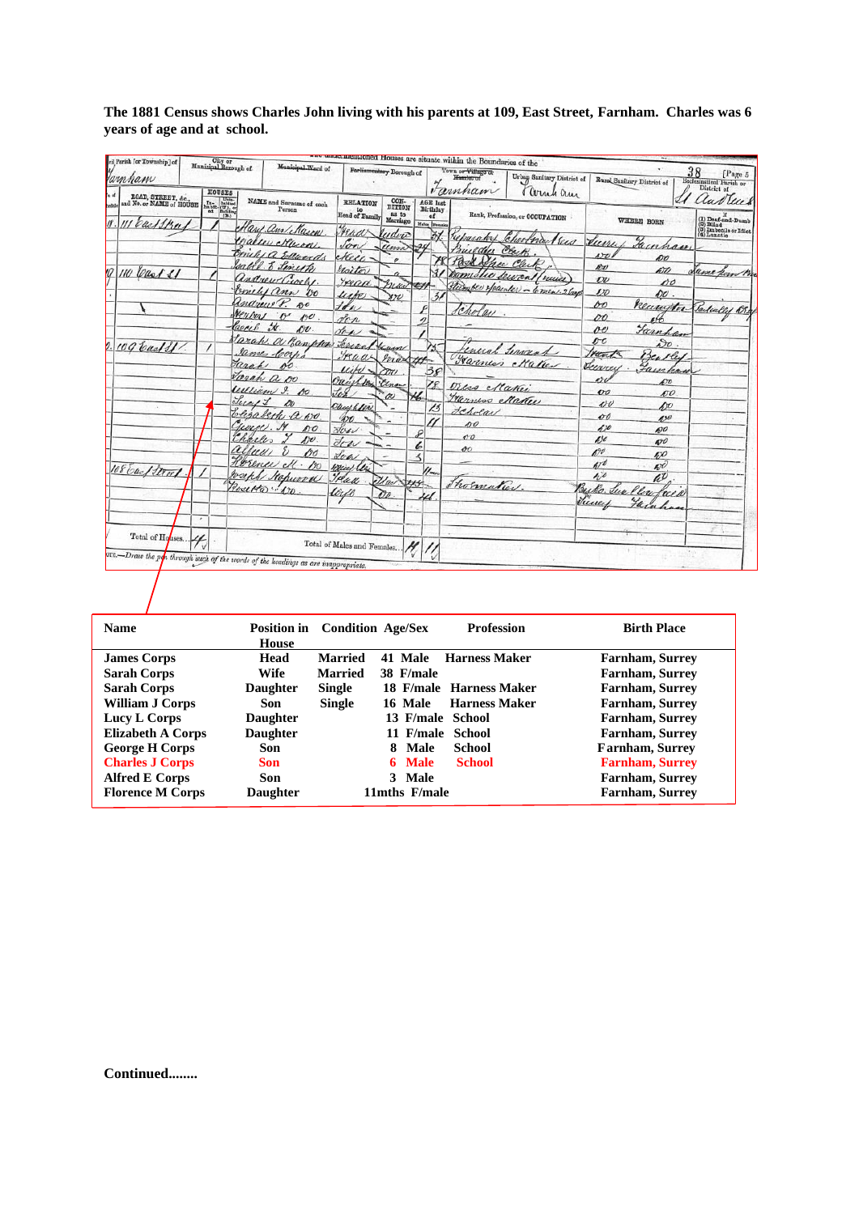**The 1881 Census shows Charles John living with his parents at 109, East Street, Farnham. Charles was 6 years of age and at school.**

| Name | Position in House | Condition | Age/Sex | Profession | Birth Place |
|---|---|---|---|---|---|
| **James Corps** | **Head** | **Married** | **41 Male** | **Harness Maker** | **Farnham, Surrey** |
| **Sarah Corps** | **Wife** | **Married** | **38 F/male** | | **Farnham, Surrey** |
| **Sarah Corps** | **Daughter** | **Single** | **18 F/male** | **Harness Maker** | **Farnham, Surrey** |
| **William J Corps** | **Son** | **Single** | **16 Male** | **Harness Maker** | **Farnham, Surrey** |
| **Lucy L Corps** | **Daughter** | | **13 F/male** | **School** | **Farnham, Surrey** |
| **Elizabeth A Corps** | **Daughter** | | **11 F/male** | **School** | **Farnham, Surrey** |
| **George H Corps** | **Son** | | **8 Male** | **School** | **Farnham, Surrey** |
| **Charles J Corps** | **Son** | | **6 Male** | **School** | **Farnham, Surrey** |
| **Alfred E Corps** | **Son** | | **3 Male** | | **Farnham, Surrey** |
| **Florence M Corps** | **Daughter** | | **11mths F/male** | | **Farnham, Surrey** |

**Continued........**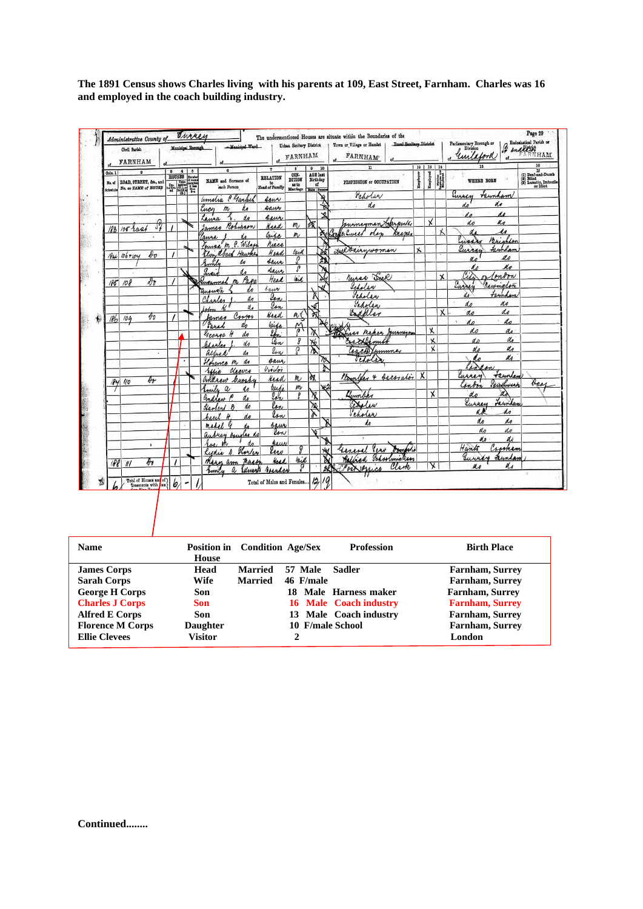**The 1891 Census shows Charles living with his parents at 109, East Street, Farnham. Charles was 16 and employed in the coach building industry.**

| Name | Position in House | Condition | Age/Sex | Profession | Birth Place |
|---|---|---|---|---|---|
| **James Corps** | **Head** | **Married** | **57 Male** | **Sadler** | **Farnham, Surrey** |
| **Sarah Corps** | **Wife** | **Married** | **46 F/male** | | **Farnham, Surrey** |
| **George H Corps** | **Son** | | **18 Male** | **Harness maker** | **Farnham, Surrey** |
| **Charles J Corps** | **Son** | | **16 Male** | **Coach industry** | **Farnham, Surrey** |
| **Alfred E Corps** | **Son** | | **13 Male** | **Coach industry** | **Farnham, Surrey** |
| **Florence M Corps** | **Daughter** | | **10 F/male** | **School** | **Farnham, Surrey** |
| **Ellie Clevees** | **Visitor** | | **2** | | **London** |

**Continued........**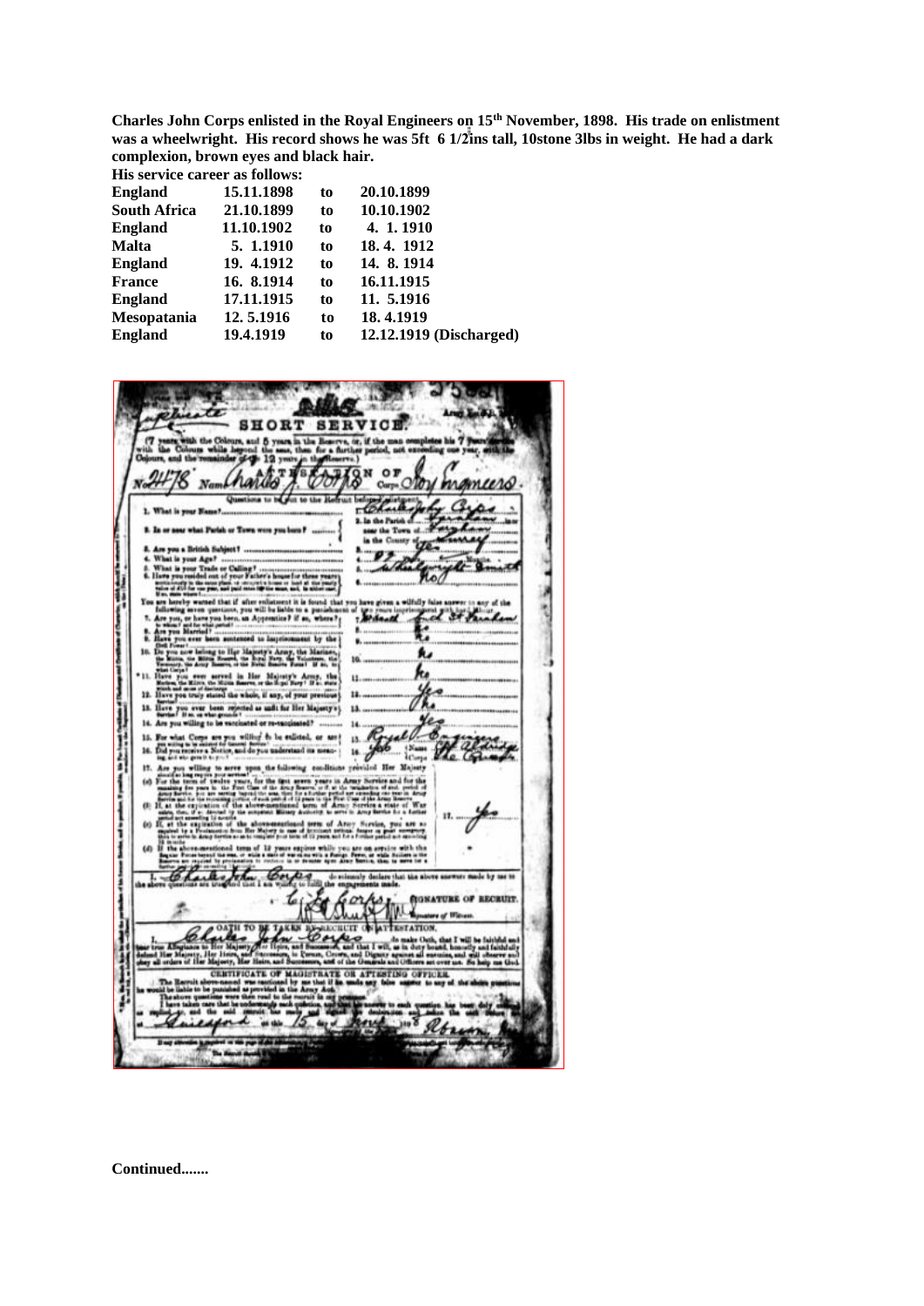**Charles John Corps enlisted in the Royal Engineers on 15th November, 1898. His trade on enlistment was a wheelwright. His record shows he was 5ft 6 1/2ins tall, 10stone 3lbs in weight. He had a dark complexion, brown eyes and black hair.**

**His service career as follows:**

| | | | |
|---|---|---|---|
| **England** | **15.11.1898** | **to** | **20.10.1899** |
| **South Africa** | **21.10.1899** | **to** | **10.10.1902** |
| **England** | **11.10.1902** | **to** | **4. 1. 1910** |
| **Malta** | **5. 1.1910** | **to** | **18. 4. 1912** |
| **England** | **19. 4.1912** | **to** | **14. 8. 1914** |
| **France** | **16. 8.1914** | **to** | **16.11.1915** |
| **England** | **17.11.1915** | **to** | **11. 5.1916** |
| **Mesopatania** | **12. 5.1916** | **to** | **18. 4.1919** |
| **England** | **19.4.1919** | **to** | **12.12.1919 (Discharged)** |

**Continued.......**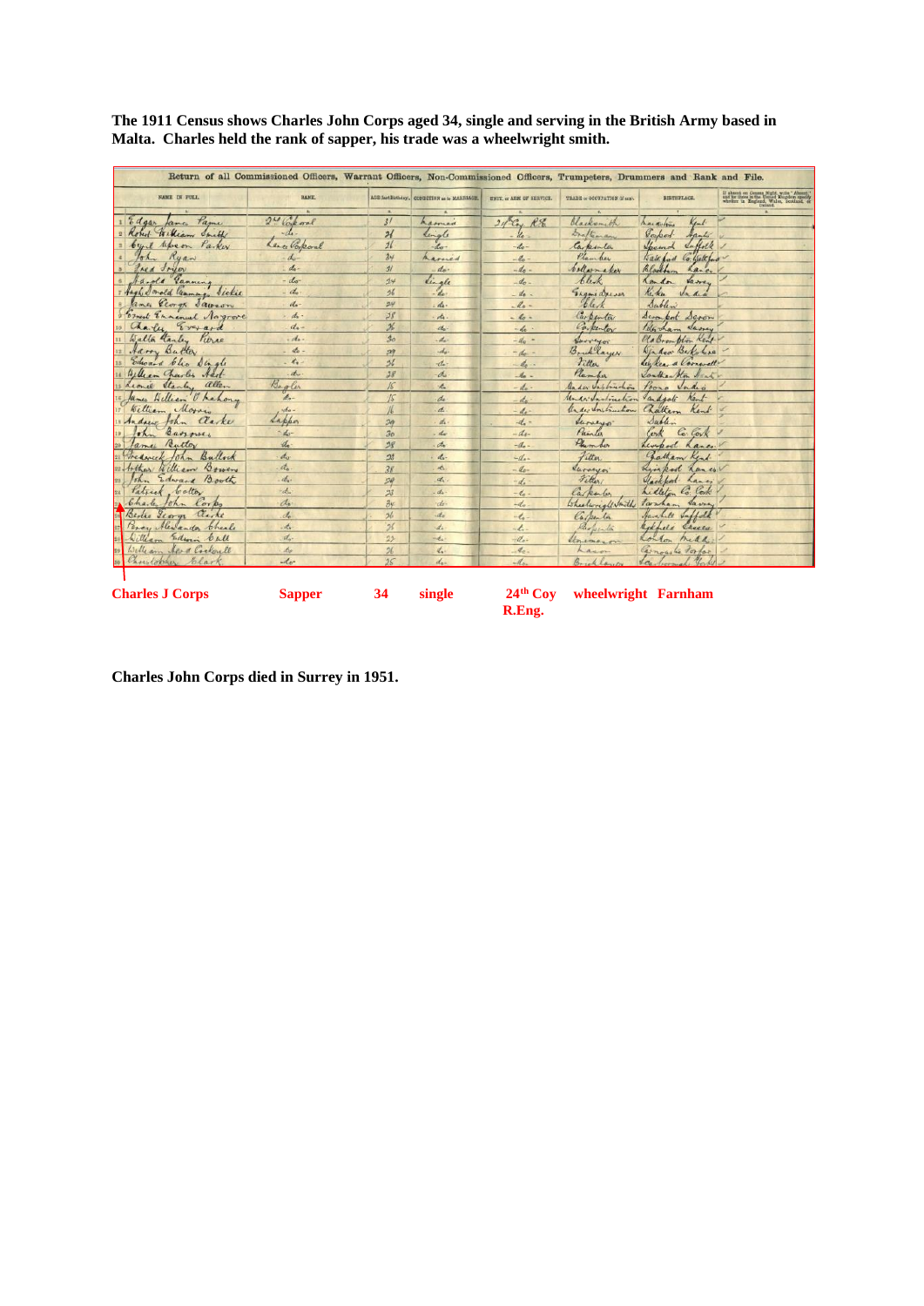**The 1911 Census shows Charles John Corps aged 34, single and serving in the British Army based in Malta. Charles held the rank of sapper, his trade was a wheelwright smith.**

Return of all Commissioned Officers, Warrant Officers, Non-Commissioned Officers, Trumpeters, Drummers and Rank and File.

| | NAME IN FULL | RANK | AGE last Birthday | CONDITION as to MARRIAGE | UNIT, or ARM OF SERVICE | TRADE or OCCUPATION if any | BIRTHPLACE | If absent on Census Night write "Absent," and for those in the United Kingdom specify whether in England, Wales, Scotland, or Ireland |
|---|---|---|---|---|---|---|---|---|
| 1 | Edgar James Payne | 2nd Corporal | 31 | Married | 24th Coy R.E. | Blacksmith | Maidstone Kent | |
| 2 | Robert William Smith | do | 28 | Single | do | Draftsman | Gosport Hants | |
| 3 | Cyril Upson Parker | Lance Corporal | 26 | do | do | Carpenter | Ipswich Suffolk | |
| 4 | John Ryan | do | 34 | Married | do | Plumber | Stafford Co Stafford | |
| 5 | Fred Snyder | do | 31 | do | do | Bottlemaker | Blackburn Lancs | |
| 6 | Harold Canning | do | 24 | Single | do | Clerk | London Surrey | |
| 7 | Hugh Arnold Cammings Tickle | do | 26 | do | do | Engine driver | Kirkee India | |
| 8 | James George Dawson | do | 24 | do | do | Clerk | Dublin | |
| 9 | Ernest Emmanuel Norgrove | do | 28 | do | do | Carpenter | Devonport Devon | |
| 10 | Charles Everard | do | 26 | do | do | Carpenter | Clapham Surrey | |
| 11 | Walter Stanley Pierce | do | 30 | do | do | Surveyor | Old Brompton Kent | |
| 12 | Harry Butler | do | 29 | do | do | Bricklayer | Windsor Berkshire | |
| 13 | Edward Chas Dingle | do | 26 | do | do | Fitter | Lostwithiel Cornwall | |
| 14 | William Charles Hart | do | 28 | do | do | Plumber | Southampton Hants | |
| 15 | Lionel Stanley Allen | Bugler | 16 | do | do | Under Instruction | Poona India | |
| 16 | James William O'Mahony | do | 15 | do | do | Under Instruction | Sandgate Kent | |
| 17 | William Moran | do | 16 | do | do | Under Instruction | Chatham Kent | |
| 18 | Andrew John Clarke | Sapper | 29 | do | do | Surveyor | Dublin | |
| 19 | John Barnes | do | 30 | do | do | Painter | Cork Co Cork | |
| 20 | James Butler | do | 28 | do | do | Plumber | Liverpool Lancs | |
| 21 | Frederick John Bullock | do | 28 | do | do | Fitter | Chatham Kent | |
| 22 | Arthur William Bowers | do | 38 | do | do | Surveyor | Liverpool Lancs | |
| 23 | John Edward Booth | do | 29 | do | do | Fitter | Stockport Lancs | |
| 24 | Patrick Cotter | do | 23 | do | do | Carpenter | Midleton Co Cork | |
| 25 | Charles John Corps | do | 34 | do | do | Wheelwright Smith | Farnham Surrey | |
| 26 | Bertie George Clarke | do | 26 | do | do | Carpenter | Haverhill Suffolk | |
| 27 | Percy Alexander Cheale | do | 25 | do | do | Bricklayer | Lydfield Sussex | |
| 28 | William Edwin Ball | do | 23 | do | do | Stonemason | London Middx | |
| 29 | William Alfred Cockerill | do | 26 | do | do | Mason | Yarmouth Norfolk | |
| 30 | Christopher Clark | do | 28 | do | do | Bricklayer | Stockton Yorks | |

| Charles J Corps | Sapper | 34 | single | 24th Coy R.Eng. | wheelwright | Farnham |
|---|---|---|---|---|---|---|

**Charles John Corps died in Surrey in 1951.**